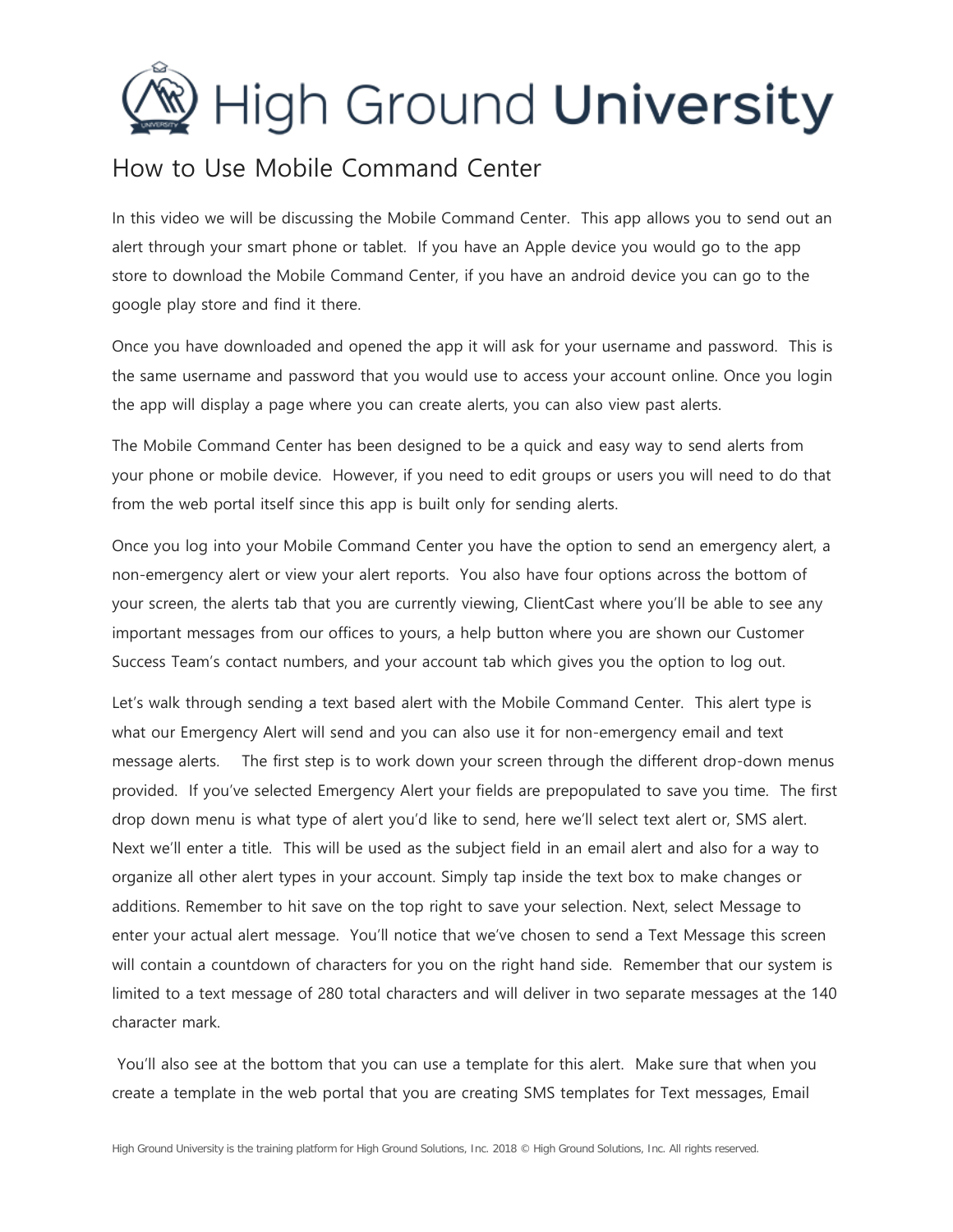# High Ground University

## How to Use Mobile Command Center

In this video we will be discussing the Mobile Command Center. This app allows you to send out an alert through your smart phone or tablet. If you have an Apple device you would go to the app store to download the Mobile Command Center, if you have an android device you can go to the google play store and find it there.

Once you have downloaded and opened the app it will ask for your username and password. This is the same username and password that you would use to access your account online. Once you login the app will display a page where you can create alerts, you can also view past alerts.

The Mobile Command Center has been designed to be a quick and easy way to send alerts from your phone or mobile device. However, if you need to edit groups or users you will need to do that from the web portal itself since this app is built only for sending alerts.

Once you log into your Mobile Command Center you have the option to send an emergency alert, a non-emergency alert or view your alert reports. You also have four options across the bottom of your screen, the alerts tab that you are currently viewing, ClientCast where you'll be able to see any important messages from our offices to yours, a help button where you are shown our Customer Success Team's contact numbers, and your account tab which gives you the option to log out.

Let's walk through sending a text based alert with the Mobile Command Center. This alert type is what our Emergency Alert will send and you can also use it for non-emergency email and text message alerts. The first step is to work down your screen through the different drop-down menus provided. If you've selected Emergency Alert your fields are prepopulated to save you time. The first drop down menu is what type of alert you'd like to send, here we'll select text alert or, SMS alert. Next we'll enter a title. This will be used as the subject field in an email alert and also for a way to organize all other alert types in your account. Simply tap inside the text box to make changes or additions. Remember to hit save on the top right to save your selection. Next, select Message to enter your actual alert message. You'll notice that we've chosen to send a Text Message this screen will contain a countdown of characters for you on the right hand side. Remember that our system is limited to a text message of 280 total characters and will deliver in two separate messages at the 140 character mark.

You'll also see at the bottom that you can use a template for this alert. Make sure that when you create a template in the web portal that you are creating SMS templates for Text messages, Email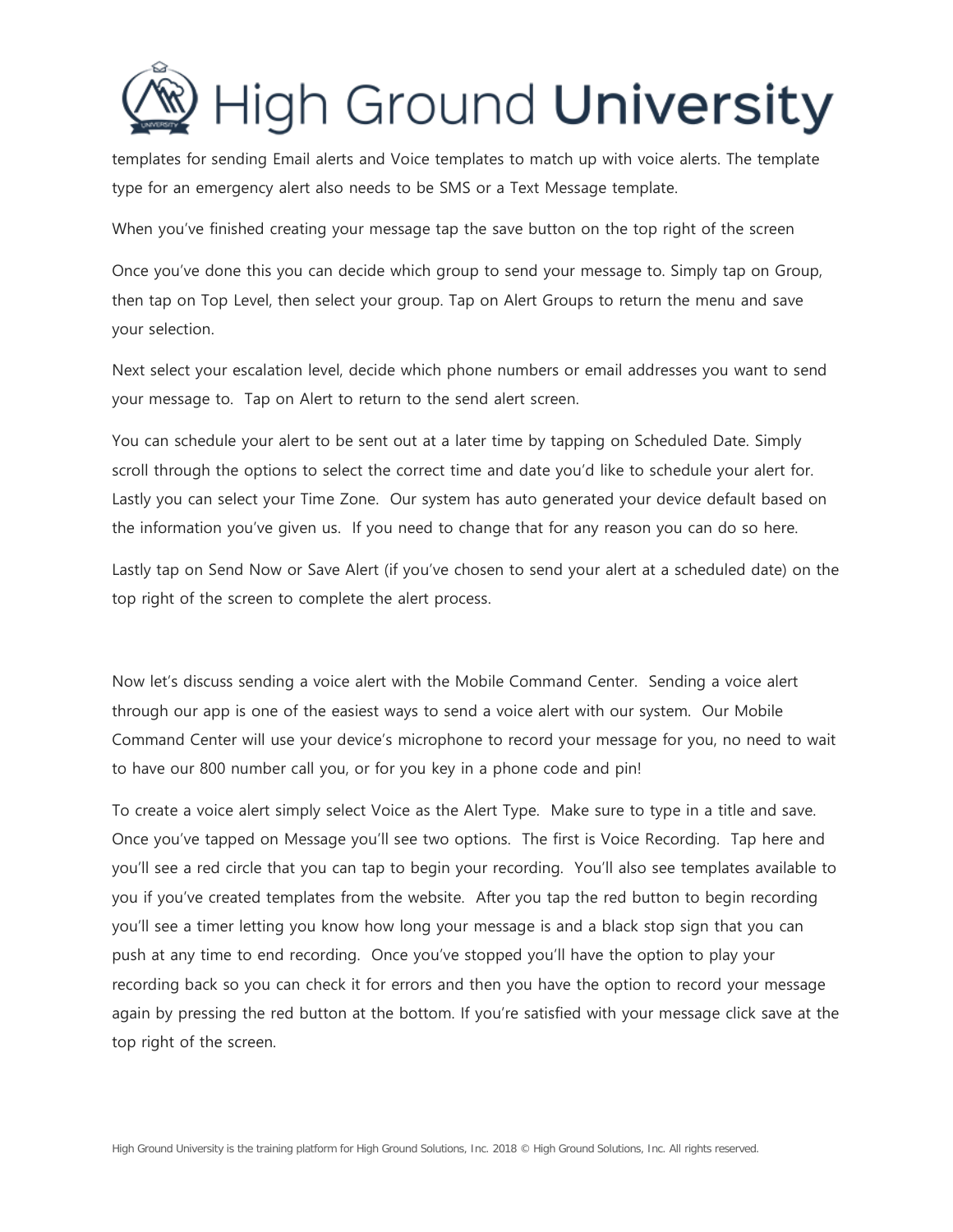templates for sending Email alerts and Voice templates to match up with voice alerts. The template type for an emergency alert also needs to be SMS or a Text Message template.

When you've finished creating your message tap the save button on the top right of the screen

Once you've done this you can decide which group to send your message to. Simply tap on Group, then tap on Top Level, then select your group. Tap on Alert Groups to return the menu and save your selection.

Next select your escalation level, decide which phone numbers or email addresses you want to send your message to. Tap on Alert to return to the send alert screen.

You can schedule your alert to be sent out at a later time by tapping on Scheduled Date. Simply scroll through the options to select the correct time and date you'd like to schedule your alert for. Lastly you can select your Time Zone. Our system has auto generated your device default based on the information you've given us. If you need to change that for any reason you can do so here.

Lastly tap on Send Now or Save Alert (if you've chosen to send your alert at a scheduled date) on the top right of the screen to complete the alert process.

Now let's discuss sending a voice alert with the Mobile Command Center. Sending a voice alert through our app is one of the easiest ways to send a voice alert with our system. Our Mobile Command Center will use your device's microphone to record your message for you, no need to wait to have our 800 number call you, or for you key in a phone code and pin!

To create a voice alert simply select Voice as the Alert Type. Make sure to type in a title and save. Once you've tapped on Message you'll see two options. The first is Voice Recording. Tap here and you'll see a red circle that you can tap to begin your recording. You'll also see templates available to you if you've created templates from the website. After you tap the red button to begin recording you'll see a timer letting you know how long your message is and a black stop sign that you can push at any time to end recording. Once you've stopped you'll have the option to play your recording back so you can check it for errors and then you have the option to record your message again by pressing the red button at the bottom. If you're satisfied with your message click save at the top right of the screen.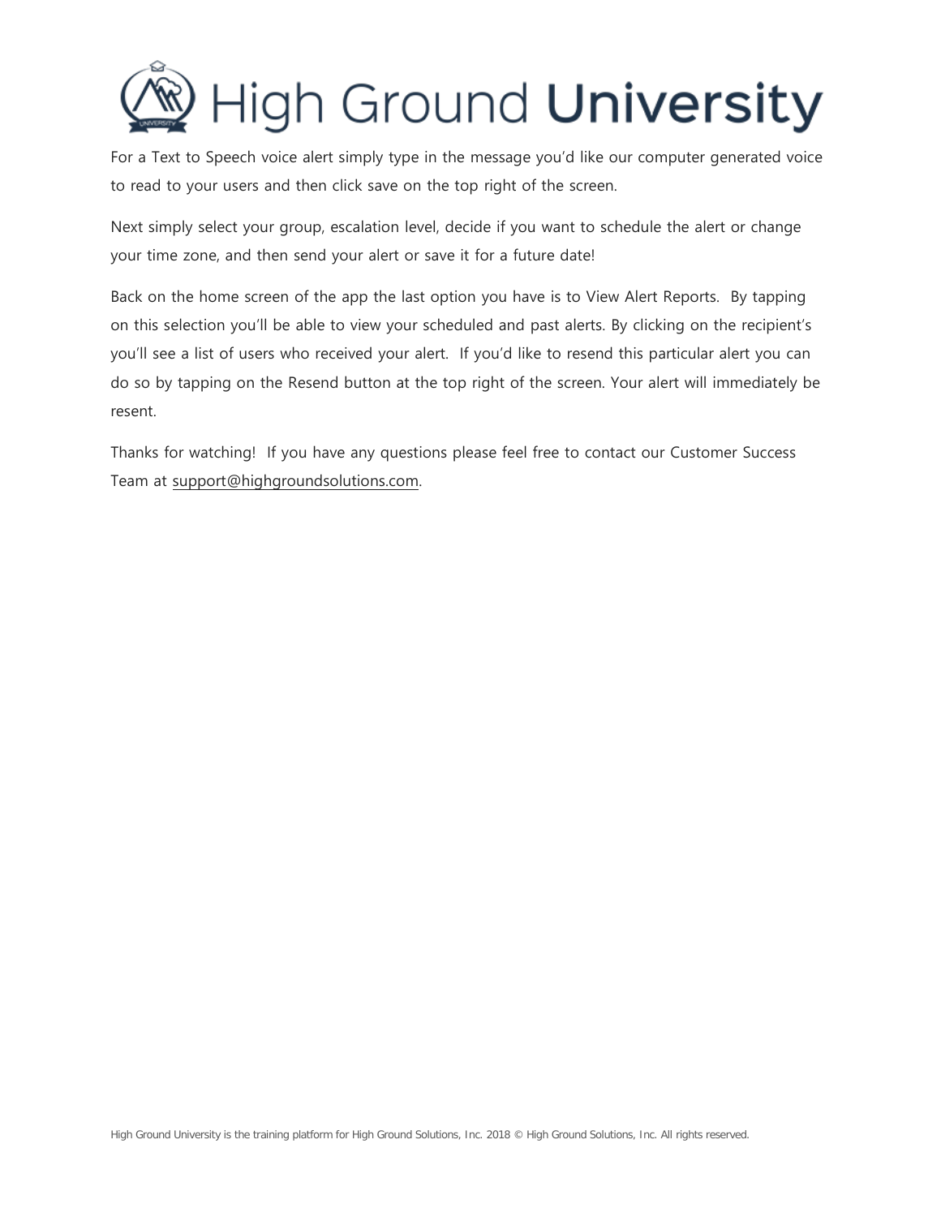For a Text to Speech voice alert simply type in the message you'd like our computer generated voice to read to your users and then click save on the top right of the screen.

Next simply select your group, escalation level, decide if you want to schedule the alert or change your time zone, and then send your alert or save it for a future date!

Back on the home screen of the app the last option you have is to View Alert Reports. By tapping on this selection you'll be able to view your scheduled and past alerts. By clicking on the recipient's you'll see a list of users who received your alert. If you'd like to resend this particular alert you can do so by tapping on the Resend button at the top right of the screen. Your alert will immediately be resent.

Thanks for watching! If you have any questions please feel free to contact our Customer Success Team at support@highgroundsolutions.com.